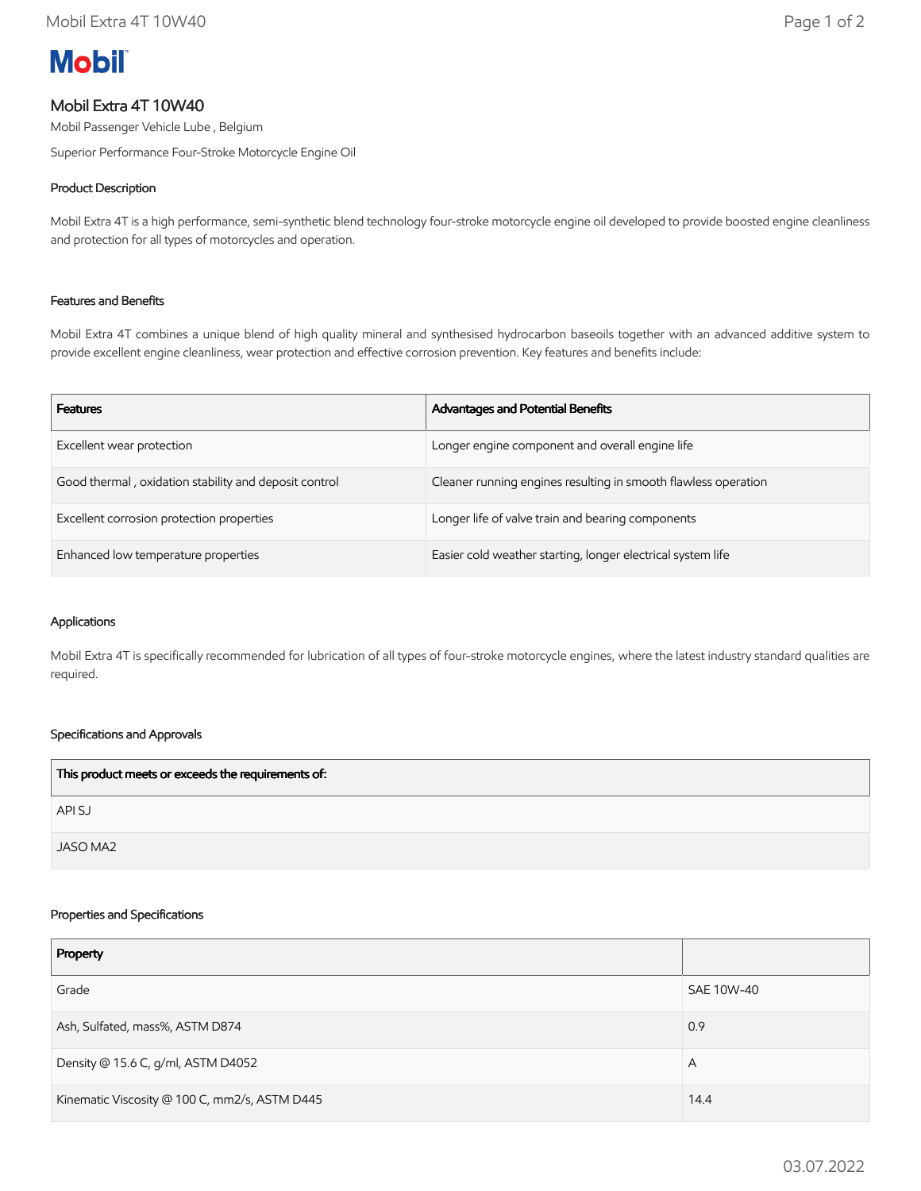# Mobil

## Mobil Extra 4T 10W40

Mobil Passenger Vehicle Lube , Belgium

Superior Performance Four-Stroke Motorcycle Engine Oil

### Product Description

Mobil Extra 4T is a high performance, semi-synthetic blend technology four-stroke motorcycle engine oil developed to provide boosted engine cleanliness and protection for all types of motorcycles and operation.

### Features and Benefits

Mobil Extra 4T combines a unique blend of high quality mineral and synthesised hydrocarbon baseoils together with an advanced additive system to provide excellent engine cleanliness, wear protection and effective corrosion prevention. Key features and benefits include:

| Features | Advantages and Potential Benefits |
| --- | --- |
| Excellent wear protection | Longer engine component and overall engine life |
| Good thermal , oxidation stability and deposit control | Cleaner running engines resulting in smooth flawless operation |
| Excellent corrosion protection properties | Longer life of valve train and bearing components |
| Enhanced low temperature properties | Easier cold weather starting, longer electrical system life |

### Applications

Mobil Extra 4T is specifically recommended for lubrication of all types of four-stroke motorcycle engines, where the latest industry standard qualities are required.

### Specifications and Approvals

| This product meets or exceeds the requirements of: |
| --- |
| API SJ |
| JASO MA2 |

### Properties and Specifications

| Property | |
| --- | --- |
| Grade | SAE 10W-40 |
| Ash, Sulfated, mass%, ASTM D874 | 0.9 |
| Density @ 15.6 C, g/ml, ASTM D4052 | A |
| Kinematic Viscosity @ 100 C, mm2/s, ASTM D445 | 14.4 |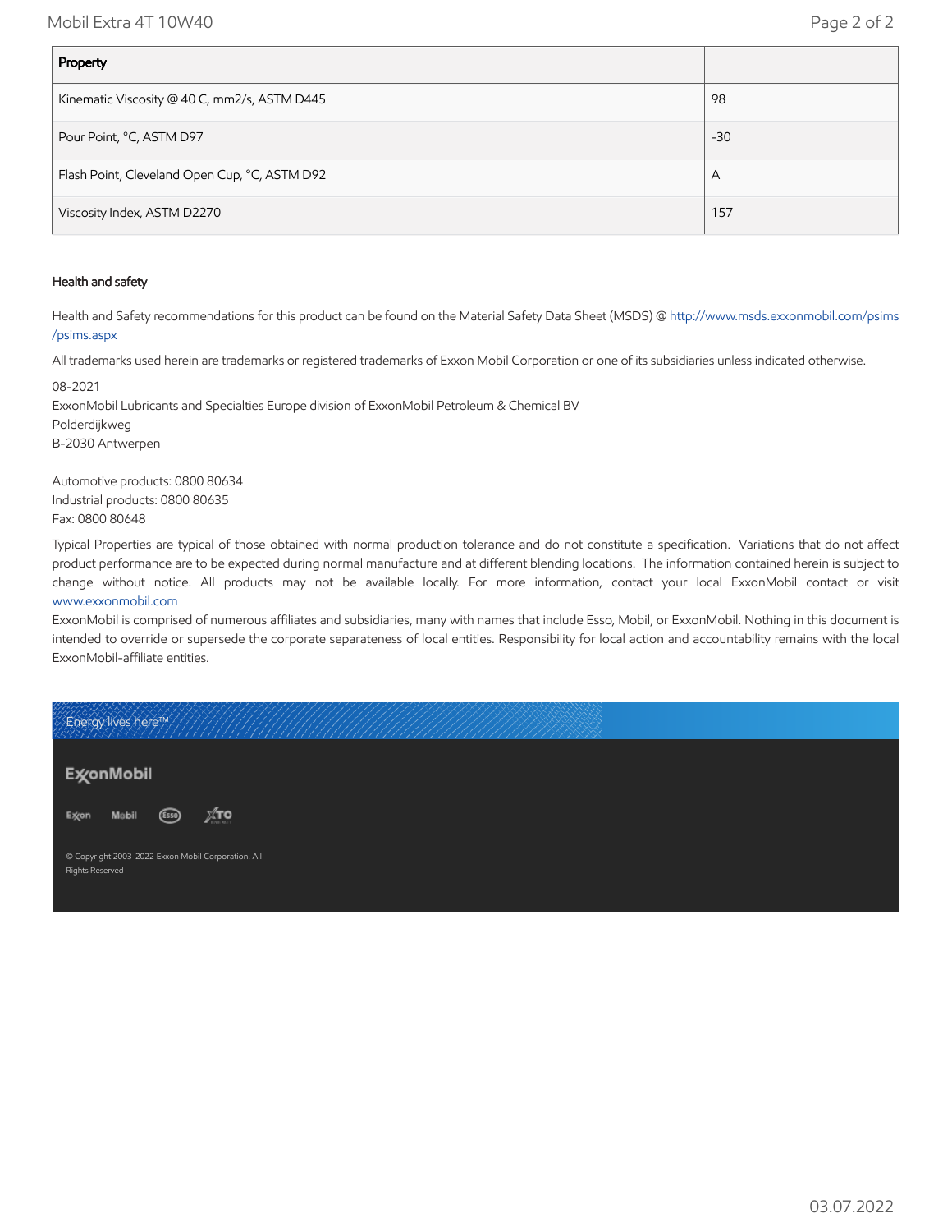| Property | |
|---|---|
| Kinematic Viscosity @ 40 C, mm2/s, ASTM D445 | 98 |
| Pour Point, °C, ASTM D97 | -30 |
| Flash Point, Cleveland Open Cup, °C, ASTM D92 | A |
| Viscosity Index, ASTM D2270 | 157 |

### Health and safety

Health and Safety recommendations for this product can be found on the Material Safety Data Sheet (MSDS) @ http://www.msds.exxonmobil.com/psims/psims.aspx

All trademarks used herein are trademarks or registered trademarks of Exxon Mobil Corporation or one of its subsidiaries unless indicated otherwise.

08-2021
ExxonMobil Lubricants and Specialties Europe division of ExxonMobil Petroleum & Chemical BV
Polderdijkweg
B-2030 Antwerpen

Automotive products: 0800 80634
Industrial products: 0800 80635
Fax: 0800 80648

Typical Properties are typical of those obtained with normal production tolerance and do not constitute a specification. Variations that do not affect product performance are to be expected during normal manufacture and at different blending locations. The information contained herein is subject to change without notice. All products may not be available locally. For more information, contact your local ExxonMobil contact or visit www.exxonmobil.com

ExxonMobil is comprised of numerous affiliates and subsidiaries, many with names that include Esso, Mobil, or ExxonMobil. Nothing in this document is intended to override or supersede the corporate separateness of local entities. Responsibility for local action and accountability remains with the local ExxonMobil-affiliate entities.

Energy lives here™

ExxonMobil

Exxon Mobil Esso XTO

© Copyright 2003-2022 Exxon Mobil Corporation. All Rights Reserved